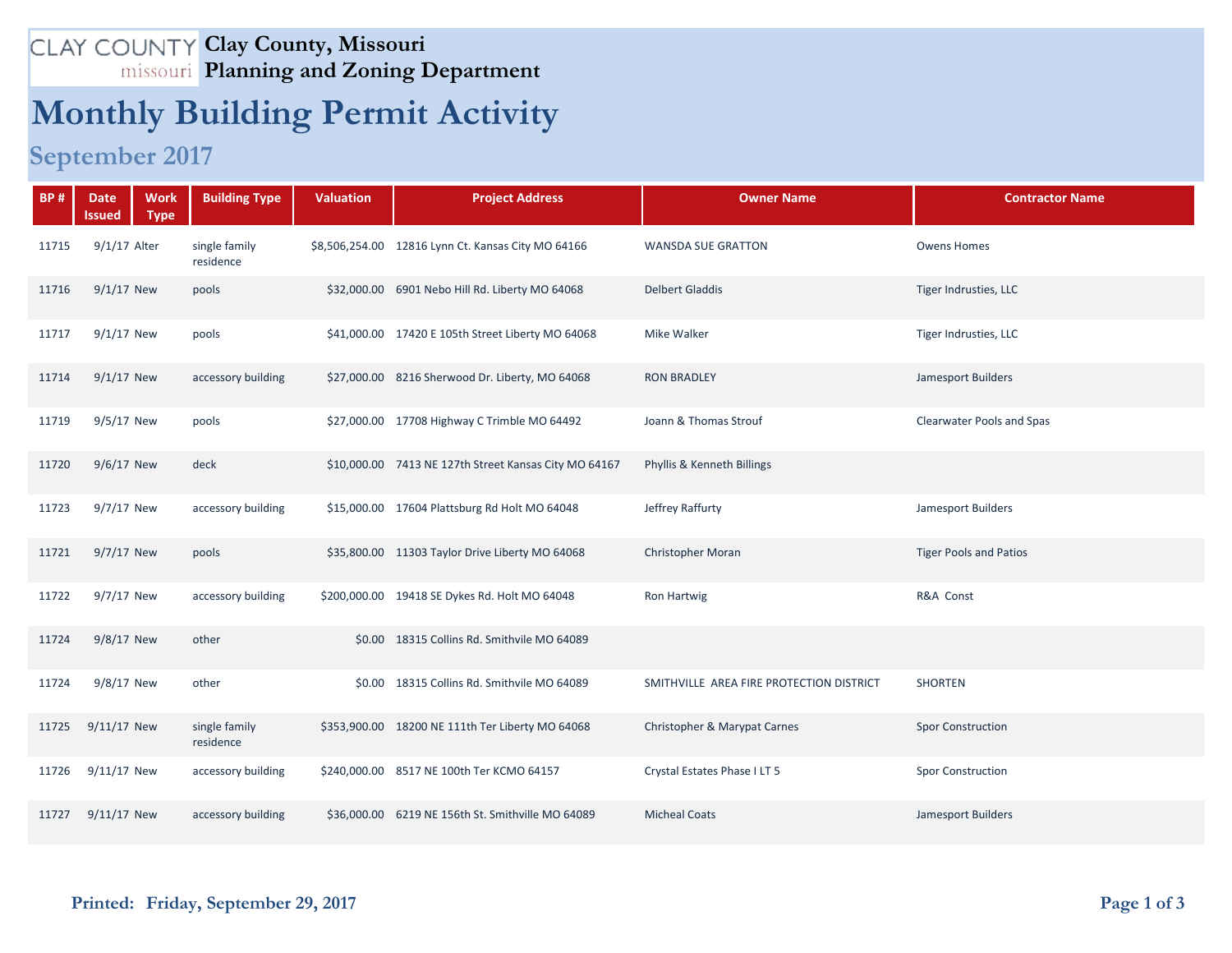# Clay County, Missouri
## Planning and Zoning Department

# Monthly Building Permit Activity

## September 2017

| BP # | Date Issued | Work Type | Building Type | Valuation | Project Address | Owner Name | Contractor Name |
|---|---|---|---|---|---|---|---|
| 11715 | 9/1/17 | Alter | single family residence | $8,506,254.00 | 12816 Lynn Ct. Kansas City MO 64166 | WANSDA SUE GRATTON | Owens Homes |
| 11716 | 9/1/17 | New | pools | $32,000.00 | 6901 Nebo Hill Rd. Liberty MO 64068 | Delbert Gladdis | Tiger Indrusties, LLC |
| 11717 | 9/1/17 | New | pools | $41,000.00 | 17420 E 105th Street Liberty MO 64068 | Mike Walker | Tiger Indrusties, LLC |
| 11714 | 9/1/17 | New | accessory building | $27,000.00 | 8216 Sherwood Dr. Liberty, MO 64068 | RON BRADLEY | Jamesport Builders |
| 11719 | 9/5/17 | New | pools | $27,000.00 | 17708 Highway C Trimble MO 64492 | Joann & Thomas Strouf | Clearwater Pools and Spas |
| 11720 | 9/6/17 | New | deck | $10,000.00 | 7413 NE 127th Street Kansas City MO 64167 | Phyllis & Kenneth Billings | |
| 11723 | 9/7/17 | New | accessory building | $15,000.00 | 17604 Plattsburg Rd Holt MO 64048 | Jeffrey Raffurty | Jamesport Builders |
| 11721 | 9/7/17 | New | pools | $35,800.00 | 11303 Taylor Drive Liberty MO 64068 | Christopher Moran | Tiger Pools and Patios |
| 11722 | 9/7/17 | New | accessory building | $200,000.00 | 19418 SE Dykes Rd. Holt MO 64048 | Ron Hartwig | R&A Const |
| 11724 | 9/8/17 | New | other | $0.00 | 18315 Collins Rd. Smithvile MO 64089 | | |
| 11724 | 9/8/17 | New | other | $0.00 | 18315 Collins Rd. Smithvile MO 64089 | SMITHVILLE AREA FIRE PROTECTION DISTRICT | SHORTEN |
| 11725 | 9/11/17 | New | single family residence | $353,900.00 | 18200 NE 111th Ter Liberty MO 64068 | Christopher & Marypat Carnes | Spor Construction |
| 11726 | 9/11/17 | New | accessory building | $240,000.00 | 8517 NE 100th Ter KCMO 64157 | Crystal Estates Phase I LT 5 | Spor Construction |
| 11727 | 9/11/17 | New | accessory building | $36,000.00 | 6219 NE 156th St. Smithville MO 64089 | Micheal Coats | Jamesport Builders |

**Printed: Friday, September 29, 2017**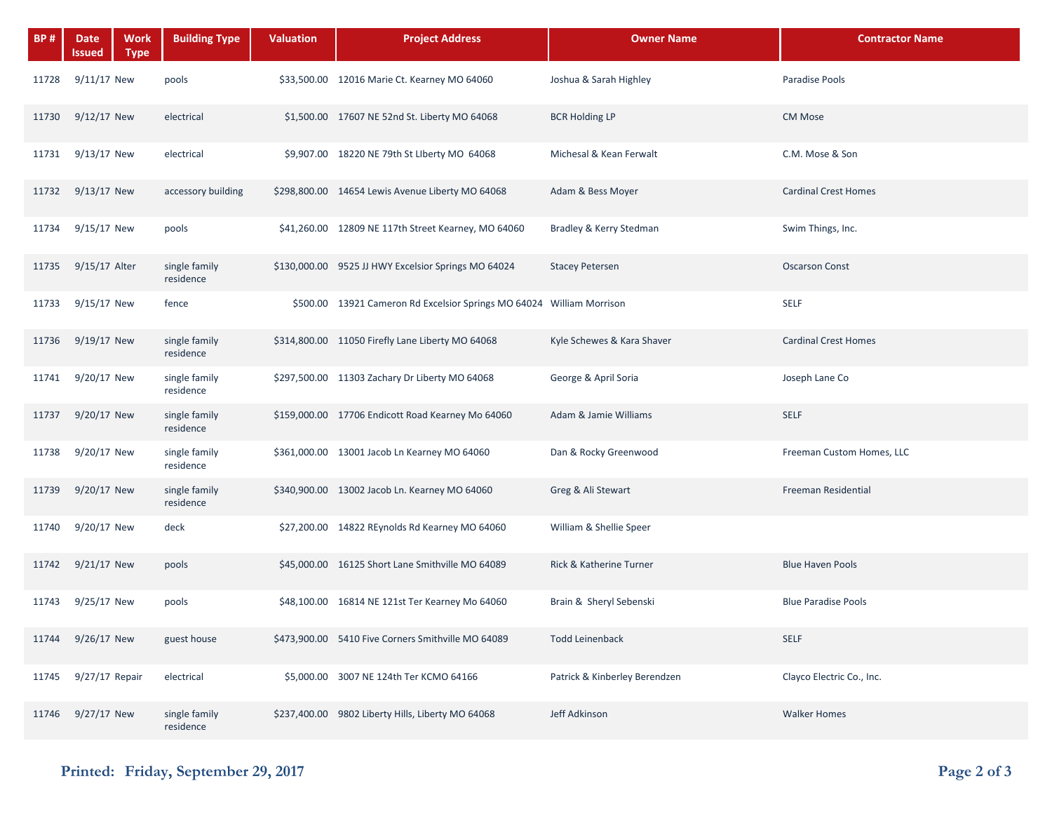| BP # | Date Issued | Work Type | Building Type | Valuation | Project Address | Owner Name | Contractor Name |
|---|---|---|---|---|---|---|---|
| 11728 | 9/11/17 | New | pools | $33,500.00 | 12016 Marie Ct. Kearney MO 64060 | Joshua & Sarah Highley | Paradise Pools |
| 11730 | 9/12/17 | New | electrical | $1,500.00 | 17607 NE 52nd St. Liberty MO 64068 | BCR Holding LP | CM Mose |
| 11731 | 9/13/17 | New | electrical | $9,907.00 | 18220 NE 79th St LIberty MO 64068 | Michesal & Kean Ferwalt | C.M. Mose & Son |
| 11732 | 9/13/17 | New | accessory building | $298,800.00 | 14654 Lewis Avenue Liberty MO 64068 | Adam & Bess Moyer | Cardinal Crest Homes |
| 11734 | 9/15/17 | New | pools | $41,260.00 | 12809 NE 117th Street Kearney, MO 64060 | Bradley & Kerry Stedman | Swim Things, Inc. |
| 11735 | 9/15/17 | Alter | single family residence | $130,000.00 | 9525 JJ HWY Excelsior Springs MO 64024 | Stacey Petersen | Oscarson Const |
| 11733 | 9/15/17 | New | fence | $500.00 | 13921 Cameron Rd Excelsior Springs MO 64024 | William Morrison | SELF |
| 11736 | 9/19/17 | New | single family residence | $314,800.00 | 11050 Firefly Lane Liberty MO 64068 | Kyle Schewes & Kara Shaver | Cardinal Crest Homes |
| 11741 | 9/20/17 | New | single family residence | $297,500.00 | 11303 Zachary Dr Liberty MO 64068 | George & April Soria | Joseph Lane Co |
| 11737 | 9/20/17 | New | single family residence | $159,000.00 | 17706 Endicott Road Kearney Mo 64060 | Adam & Jamie Williams | SELF |
| 11738 | 9/20/17 | New | single family residence | $361,000.00 | 13001 Jacob Ln Kearney MO 64060 | Dan & Rocky Greenwood | Freeman Custom Homes, LLC |
| 11739 | 9/20/17 | New | single family residence | $340,900.00 | 13002 Jacob Ln. Kearney MO 64060 | Greg & Ali Stewart | Freeman Residential |
| 11740 | 9/20/17 | New | deck | $27,200.00 | 14822 REynolds Rd Kearney MO 64060 | William & Shellie Speer | |
| 11742 | 9/21/17 | New | pools | $45,000.00 | 16125 Short Lane Smithville MO 64089 | Rick & Katherine Turner | Blue Haven Pools |
| 11743 | 9/25/17 | New | pools | $48,100.00 | 16814 NE 121st Ter Kearney Mo 64060 | Brain & Sheryl Sebenski | Blue Paradise Pools |
| 11744 | 9/26/17 | New | guest house | $473,900.00 | 5410 Five Corners Smithville MO 64089 | Todd Leinenback | SELF |
| 11745 | 9/27/17 | Repair | electrical | $5,000.00 | 3007 NE 124th Ter KCMO 64166 | Patrick & Kinberley Berendzen | Clayco Electric Co., Inc. |
| 11746 | 9/27/17 | New | single family residence | $237,400.00 | 9802 Liberty Hills, Liberty MO 64068 | Jeff Adkinson | Walker Homes |

**Printed: Friday, September 29, 2017**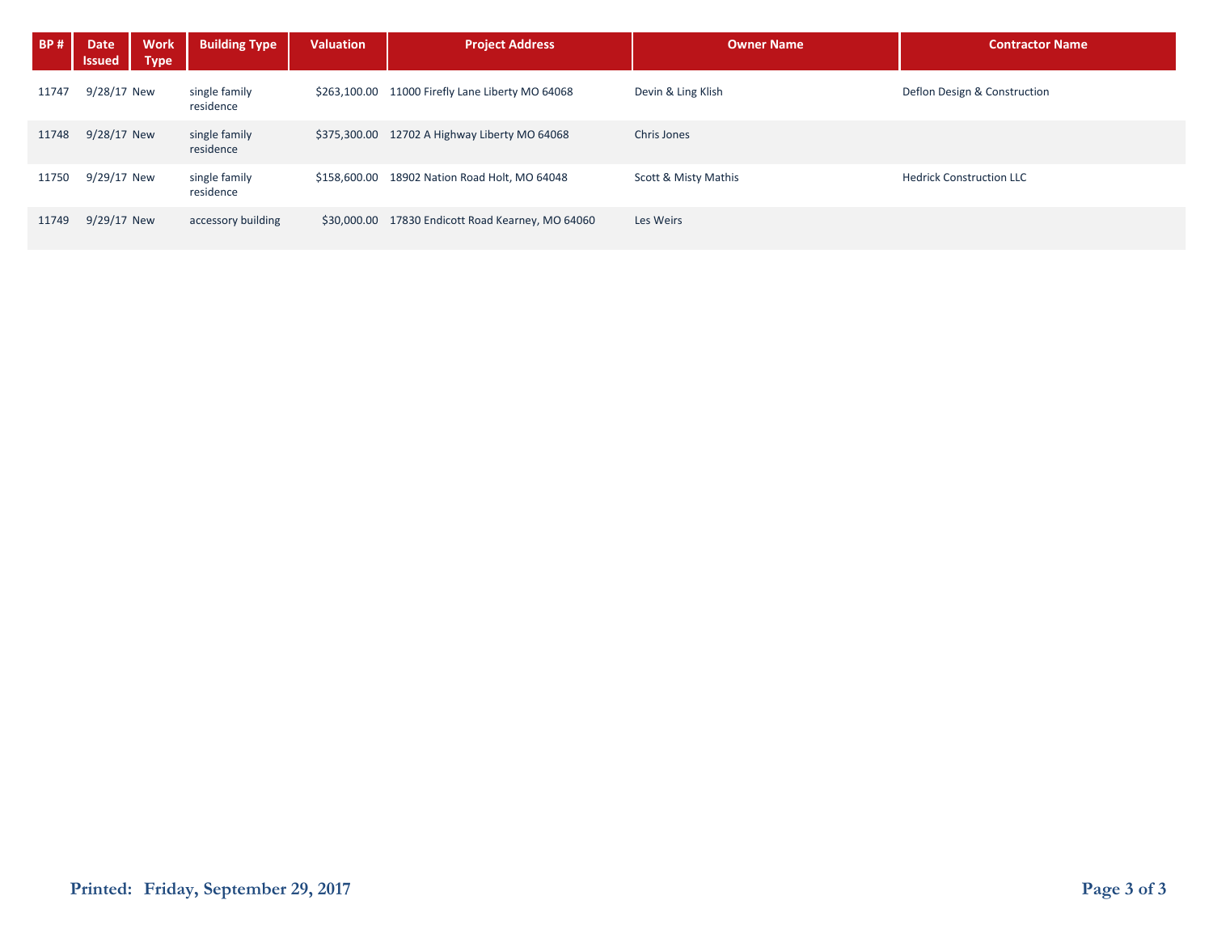| BP # | Date Issued | Work Type | Building Type | Valuation | Project Address | Owner Name | Contractor Name |
|---|---|---|---|---|---|---|---|
| 11747 | 9/28/17 | New | single family residence | $263,100.00 | 11000 Firefly Lane Liberty MO 64068 | Devin & Ling Klish | Deflon Design & Construction |
| 11748 | 9/28/17 | New | single family residence | $375,300.00 | 12702 A Highway Liberty MO 64068 | Chris Jones | |
| 11750 | 9/29/17 | New | single family residence | $158,600.00 | 18902 Nation Road Holt, MO 64048 | Scott & Misty Mathis | Hedrick Construction LLC |
| 11749 | 9/29/17 | New | accessory building | $30,000.00 | 17830 Endicott Road Kearney, MO 64060 | Les Weirs | |

**Printed: Friday, September 29, 2017**